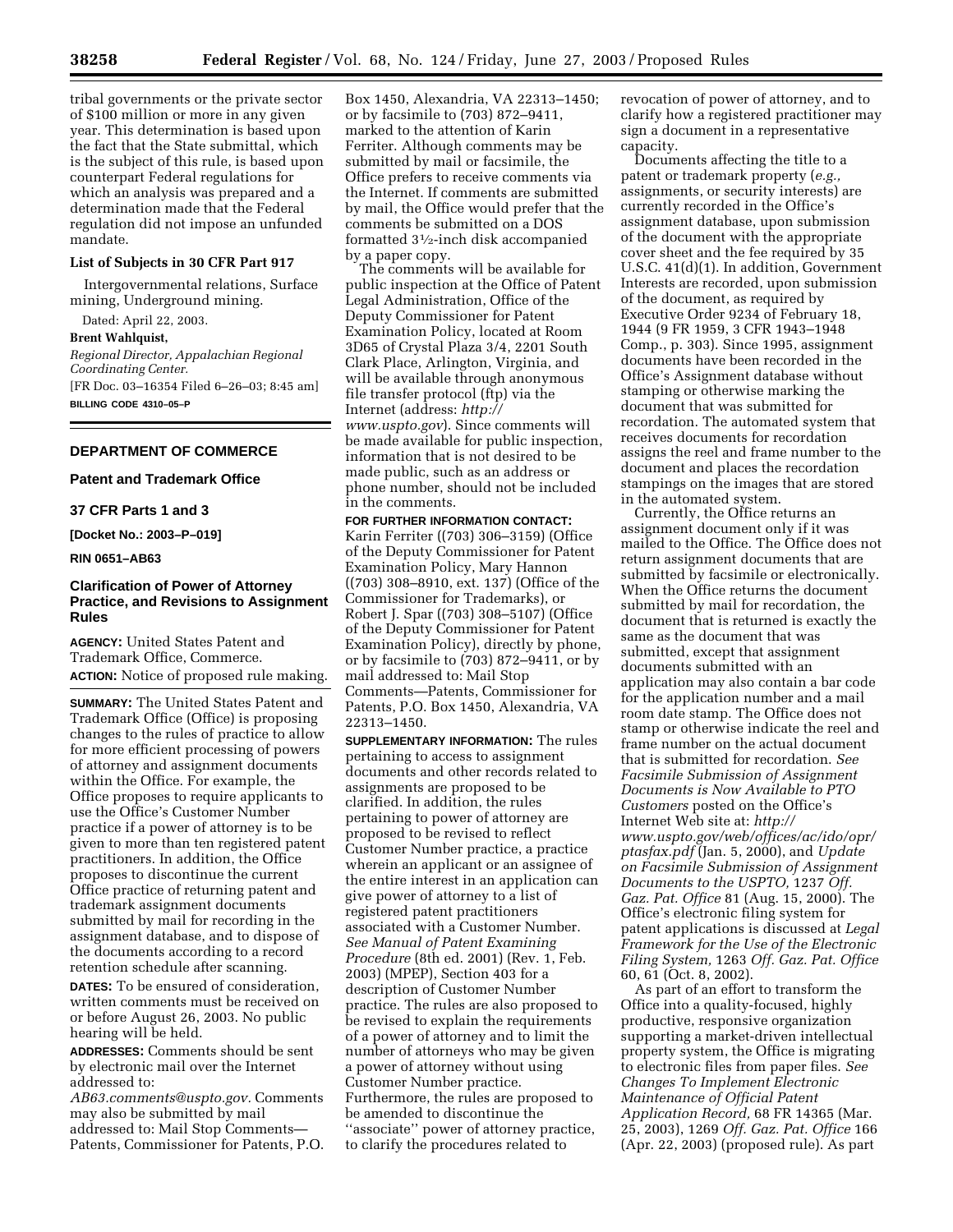tribal governments or the private sector of $100 million or more in any given year. This determination is based upon the fact that the State submittal, which is the subject of this rule, is based upon counterpart Federal regulations for which an analysis was prepared and a determination made that the Federal regulation did not impose an unfunded mandate.

### List of Subjects in 30 CFR Part 917

Intergovernmental relations, Surface mining, Underground mining.

Dated: April 22, 2003.

**Brent Wahlquist,**

*Regional Director, Appalachian Regional Coordinating Center.*

[FR Doc. 03–16354 Filed 6–26–03; 8:45 am]

**BILLING CODE 4310–05–P**

---

## DEPARTMENT OF COMMERCE

### Patent and Trademark Office

### 37 CFR Parts 1 and 3

**[Docket No.: 2003–P–019]**

**RIN 0651–AB63**

## Clarification of Power of Attorney Practice, and Revisions to Assignment Rules

**AGENCY:** United States Patent and Trademark Office, Commerce.

**ACTION:** Notice of proposed rule making.

**SUMMARY:** The United States Patent and Trademark Office (Office) is proposing changes to the rules of practice to allow for more efficient processing of powers of attorney and assignment documents within the Office. For example, the Office proposes to require applicants to use the Office's Customer Number practice if a power of attorney is to be given to more than ten registered patent practitioners. In addition, the Office proposes to discontinue the current Office practice of returning patent and trademark assignment documents submitted by mail for recording in the assignment database, and to dispose of the documents according to a record retention schedule after scanning.

**DATES:** To be ensured of consideration, written comments must be received on or before August 26, 2003. No public hearing will be held.

**ADDRESSES:** Comments should be sent by electronic mail over the Internet addressed to: *AB63.comments@uspto.gov.* Comments may also be submitted by mail addressed to: Mail Stop Comments—Patents, Commissioner for Patents, P.O. Box 1450, Alexandria, VA 22313–1450; or by facsimile to (703) 872–9411, marked to the attention of Karin Ferriter. Although comments may be submitted by mail or facsimile, the Office prefers to receive comments via the Internet. If comments are submitted by mail, the Office would prefer that the comments be submitted on a DOS formatted 3½-inch disk accompanied by a paper copy.

The comments will be available for public inspection at the Office of Patent Legal Administration, Office of the Deputy Commissioner for Patent Examination Policy, located at Room 3D65 of Crystal Plaza 3/4, 2201 South Clark Place, Arlington, Virginia, and will be available through anonymous file transfer protocol (ftp) via the Internet (address: *http://www.uspto.gov*). Since comments will be made available for public inspection, information that is not desired to be made public, such as an address or phone number, should not be included in the comments.

**FOR FURTHER INFORMATION CONTACT:** Karin Ferriter ((703) 306–3159) (Office of the Deputy Commissioner for Patent Examination Policy, Mary Hannon ((703) 308–8910, ext. 137) (Office of the Commissioner for Trademarks), or Robert J. Spar ((703) 308–5107) (Office of the Deputy Commissioner for Patent Examination Policy), directly by phone, or by facsimile to (703) 872–9411, or by mail addressed to: Mail Stop Comments—Patents, Commissioner for Patents, P.O. Box 1450, Alexandria, VA 22313–1450.

**SUPPLEMENTARY INFORMATION:** The rules pertaining to access to assignment documents and other records related to assignments are proposed to be clarified. In addition, the rules pertaining to power of attorney are proposed to be revised to reflect Customer Number practice, a practice wherein an applicant or an assignee of the entire interest in an application can give power of attorney to a list of registered patent practitioners associated with a Customer Number. *See Manual of Patent Examining Procedure* (8th ed. 2001) (Rev. 1, Feb. 2003) (MPEP), Section 403 for a description of Customer Number practice. The rules are also proposed to be revised to explain the requirements of a power of attorney and to limit the number of attorneys who may be given a power of attorney without using Customer Number practice. Furthermore, the rules are proposed to be amended to discontinue the ''associate'' power of attorney practice, to clarify the procedures related to revocation of power of attorney, and to clarify how a registered practitioner may sign a document in a representative capacity.

Documents affecting the title to a patent or trademark property (*e.g.,* assignments, or security interests) are currently recorded in the Office's assignment database, upon submission of the document with the appropriate cover sheet and the fee required by 35 U.S.C. 41(d)(1). In addition, Government Interests are recorded, upon submission of the document, as required by Executive Order 9234 of February 18, 1944 (9 FR 1959, 3 CFR 1943–1948 Comp., p. 303). Since 1995, assignment documents have been recorded in the Office's Assignment database without stamping or otherwise marking the document that was submitted for recordation. The automated system that receives documents for recordation assigns the reel and frame number to the document and places the recordation stampings on the images that are stored in the automated system.

Currently, the Office returns an assignment document only if it was mailed to the Office. The Office does not return assignment documents that are submitted by facsimile or electronically. When the Office returns the document submitted by mail for recordation, the document that is returned is exactly the same as the document that was submitted, except that assignment documents submitted with an application may also contain a bar code for the application number and a mail room date stamp. The Office does not stamp or otherwise indicate the reel and frame number on the actual document that is submitted for recordation. *See Facsimile Submission of Assignment Documents is Now Available to PTO Customers* posted on the Office's Internet Web site at: *http://www.uspto.gov/web/offices/ac/ido/opr/ptasfax.pdf* (Jan. 5, 2000), and *Update on Facsimile Submission of Assignment Documents to the USPTO,* 1237 *Off. Gaz. Pat. Office* 81 (Aug. 15, 2000). The Office's electronic filing system for patent applications is discussed at *Legal Framework for the Use of the Electronic Filing System,* 1263 *Off. Gaz. Pat. Office* 60, 61 (Oct. 8, 2002).

As part of an effort to transform the Office into a quality-focused, highly productive, responsive organization supporting a market-driven intellectual property system, the Office is migrating to electronic files from paper files. *See Changes To Implement Electronic Maintenance of Official Patent Application Record,* 68 FR 14365 (Mar. 25, 2003), 1269 *Off. Gaz. Pat. Office* 166 (Apr. 22, 2003) (proposed rule). As part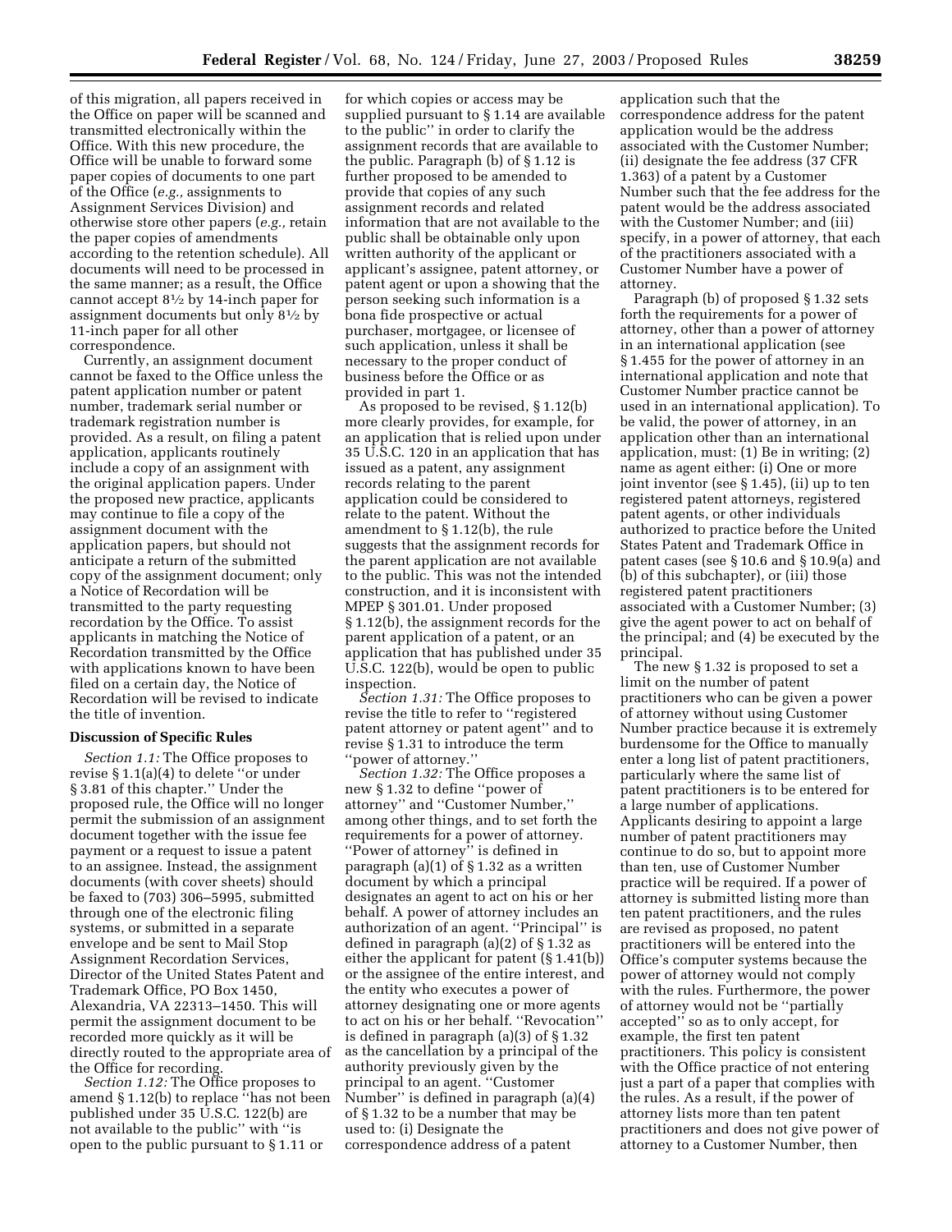of this migration, all papers received in the Office on paper will be scanned and transmitted electronically within the Office. With this new procedure, the Office will be unable to forward some paper copies of documents to one part of the Office (*e.g.,* assignments to Assignment Services Division) and otherwise store other papers (*e.g.,* retain the paper copies of amendments according to the retention schedule). All documents will need to be processed in the same manner; as a result, the Office cannot accept 8½ by 14-inch paper for assignment documents but only 8½ by 11-inch paper for all other correspondence.

Currently, an assignment document cannot be faxed to the Office unless the patent application number or patent number, trademark serial number or trademark registration number is provided. As a result, on filing a patent application, applicants routinely include a copy of an assignment with the original application papers. Under the proposed new practice, applicants may continue to file a copy of the assignment document with the application papers, but should not anticipate a return of the submitted copy of the assignment document; only a Notice of Recordation will be transmitted to the party requesting recordation by the Office. To assist applicants in matching the Notice of Recordation transmitted by the Office with applications known to have been filed on a certain day, the Notice of Recordation will be revised to indicate the title of invention.

**Discussion of Specific Rules**

*Section 1.1:* The Office proposes to revise § 1.1(a)(4) to delete ''or under § 3.81 of this chapter.'' Under the proposed rule, the Office will no longer permit the submission of an assignment document together with the issue fee payment or a request to issue a patent to an assignee. Instead, the assignment documents (with cover sheets) should be faxed to (703) 306–5995, submitted through one of the electronic filing systems, or submitted in a separate envelope and be sent to Mail Stop Assignment Recordation Services, Director of the United States Patent and Trademark Office, PO Box 1450, Alexandria, VA 22313–1450. This will permit the assignment document to be recorded more quickly as it will be directly routed to the appropriate area of the Office for recording.

*Section 1.12:* The Office proposes to amend § 1.12(b) to replace ''has not been published under 35 U.S.C. 122(b) are not available to the public'' with ''is open to the public pursuant to § 1.11 or for which copies or access may be supplied pursuant to § 1.14 are available to the public'' in order to clarify the assignment records that are available to the public. Paragraph (b) of § 1.12 is further proposed to be amended to provide that copies of any such assignment records and related information that are not available to the public shall be obtainable only upon written authority of the applicant or applicant's assignee, patent attorney, or patent agent or upon a showing that the person seeking such information is a bona fide prospective or actual purchaser, mortgagee, or licensee of such application, unless it shall be necessary to the proper conduct of business before the Office or as provided in part 1.

As proposed to be revised, § 1.12(b) more clearly provides, for example, for an application that is relied upon under 35 U.S.C. 120 in an application that has issued as a patent, any assignment records relating to the parent application could be considered to relate to the patent. Without the amendment to § 1.12(b), the rule suggests that the assignment records for the parent application are not available to the public. This was not the intended construction, and it is inconsistent with MPEP § 301.01. Under proposed § 1.12(b), the assignment records for the parent application of a patent, or an application that has published under 35 U.S.C. 122(b), would be open to public inspection.

*Section 1.31:* The Office proposes to revise the title to refer to ''registered patent attorney or patent agent'' and to revise § 1.31 to introduce the term ''power of attorney.''

*Section 1.32:* The Office proposes a new § 1.32 to define ''power of attorney'' and ''Customer Number,'' among other things, and to set forth the requirements for a power of attorney. ''Power of attorney'' is defined in paragraph (a)(1) of § 1.32 as a written document by which a principal designates an agent to act on his or her behalf. A power of attorney includes an authorization of an agent. ''Principal'' is defined in paragraph (a)(2) of § 1.32 as either the applicant for patent (§ 1.41(b)) or the assignee of the entire interest, and the entity who executes a power of attorney designating one or more agents to act on his or her behalf. ''Revocation'' is defined in paragraph (a)(3) of § 1.32 as the cancellation by a principal of the authority previously given by the principal to an agent. ''Customer Number'' is defined in paragraph (a)(4) of § 1.32 to be a number that may be used to: (i) Designate the correspondence address of a patent application such that the correspondence address for the patent application would be the address associated with the Customer Number; (ii) designate the fee address (37 CFR 1.363) of a patent by a Customer Number such that the fee address for the patent would be the address associated with the Customer Number; and (iii) specify, in a power of attorney, that each of the practitioners associated with a Customer Number have a power of attorney.

Paragraph (b) of proposed § 1.32 sets forth the requirements for a power of attorney, other than a power of attorney in an international application (see § 1.455 for the power of attorney in an international application and note that Customer Number practice cannot be used in an international application). To be valid, the power of attorney, in an application other than an international application, must: (1) Be in writing; (2) name as agent either: (i) One or more joint inventor (see § 1.45), (ii) up to ten registered patent attorneys, registered patent agents, or other individuals authorized to practice before the United States Patent and Trademark Office in patent cases (see § 10.6 and § 10.9(a) and (b) of this subchapter), or (iii) those registered patent practitioners associated with a Customer Number; (3) give the agent power to act on behalf of the principal; and (4) be executed by the principal.

The new § 1.32 is proposed to set a limit on the number of patent practitioners who can be given a power of attorney without using Customer Number practice because it is extremely burdensome for the Office to manually enter a long list of patent practitioners, particularly where the same list of patent practitioners is to be entered for a large number of applications. Applicants desiring to appoint a large number of patent practitioners may continue to do so, but to appoint more than ten, use of Customer Number practice will be required. If a power of attorney is submitted listing more than ten patent practitioners, and the rules are revised as proposed, no patent practitioners will be entered into the Office's computer systems because the power of attorney would not comply with the rules. Furthermore, the power of attorney would not be ''partially accepted'' so as to only accept, for example, the first ten patent practitioners. This policy is consistent with the Office practice of not entering just a part of a paper that complies with the rules. As a result, if the power of attorney lists more than ten patent practitioners and does not give power of attorney to a Customer Number, then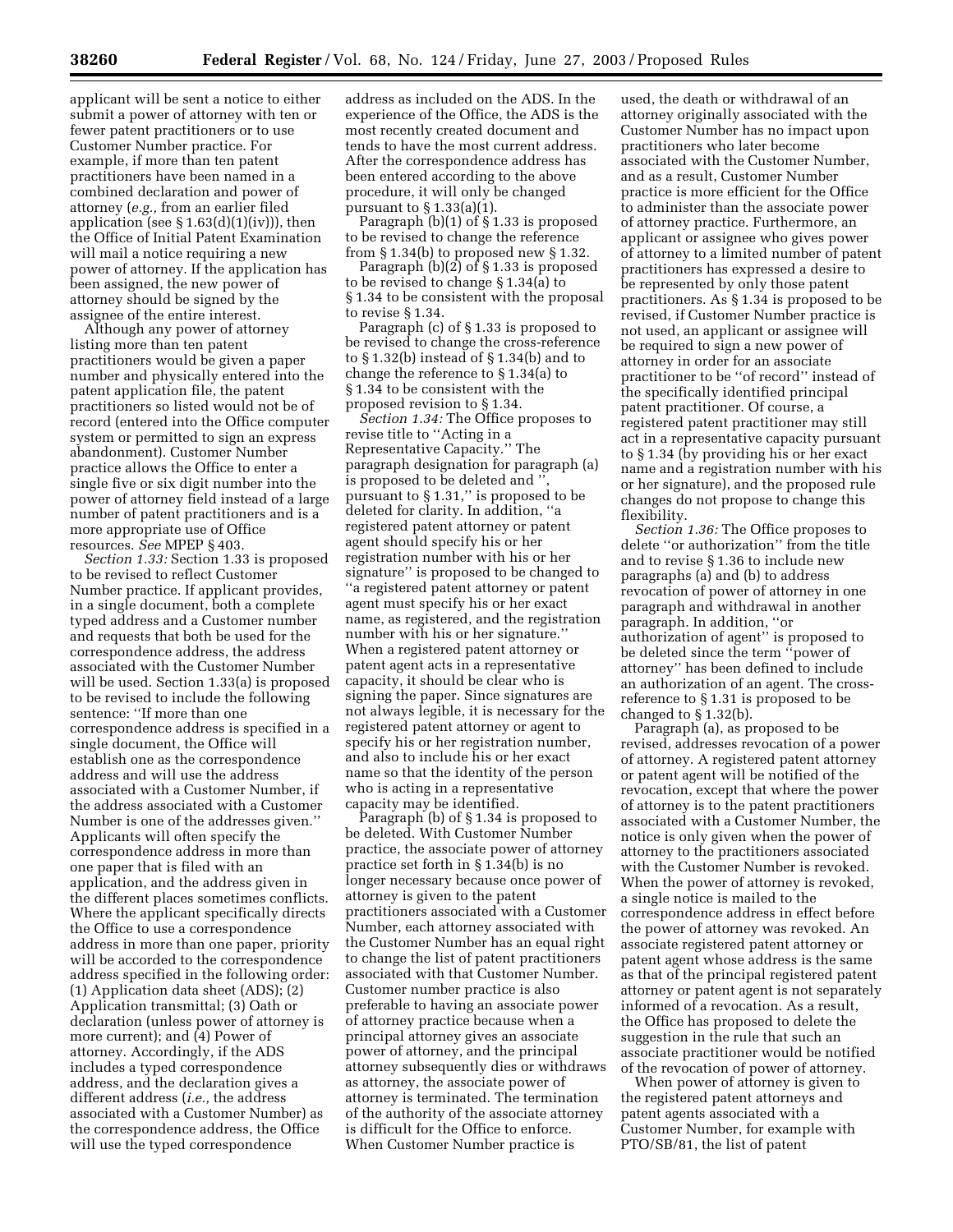applicant will be sent a notice to either submit a power of attorney with ten or fewer patent practitioners or to use Customer Number practice. For example, if more than ten patent practitioners have been named in a combined declaration and power of attorney (*e.g.,* from an earlier filed application (see § 1.63(d)(1)(iv))), then the Office of Initial Patent Examination will mail a notice requiring a new power of attorney. If the application has been assigned, the new power of attorney should be signed by the assignee of the entire interest.

Although any power of attorney listing more than ten patent practitioners would be given a paper number and physically entered into the patent application file, the patent practitioners so listed would not be of record (entered into the Office computer system or permitted to sign an express abandonment). Customer Number practice allows the Office to enter a single five or six digit number into the power of attorney field instead of a large number of patent practitioners and is a more appropriate use of Office resources. *See* MPEP § 403.

*Section 1.33:* Section 1.33 is proposed to be revised to reflect Customer Number practice. If applicant provides, in a single document, both a complete typed address and a Customer number and requests that both be used for the correspondence address, the address associated with the Customer Number will be used. Section 1.33(a) is proposed to be revised to include the following sentence: ''If more than one correspondence address is specified in a single document, the Office will establish one as the correspondence address and will use the address associated with a Customer Number, if the address associated with a Customer Number is one of the addresses given.'' Applicants will often specify the correspondence address in more than one paper that is filed with an application, and the address given in the different places sometimes conflicts. Where the applicant specifically directs the Office to use a correspondence address in more than one paper, priority will be accorded to the correspondence address specified in the following order: (1) Application data sheet (ADS); (2) Application transmittal; (3) Oath or declaration (unless power of attorney is more current); and (4) Power of attorney. Accordingly, if the ADS includes a typed correspondence address, and the declaration gives a different address (*i.e.,* the address associated with a Customer Number) as the correspondence address, the Office will use the typed correspondence address as included on the ADS. In the experience of the Office, the ADS is the most recently created document and tends to have the most current address. After the correspondence address has been entered according to the above procedure, it will only be changed pursuant to § 1.33(a)(1).

Paragraph (b)(1) of § 1.33 is proposed to be revised to change the reference from § 1.34(b) to proposed new § 1.32.

Paragraph (b)(2) of § 1.33 is proposed to be revised to change § 1.34(a) to § 1.34 to be consistent with the proposal to revise § 1.34.

Paragraph (c) of § 1.33 is proposed to be revised to change the cross-reference to § 1.32(b) instead of § 1.34(b) and to change the reference to § 1.34(a) to § 1.34 to be consistent with the proposed revision to § 1.34.

*Section 1.34:* The Office proposes to revise title to ''Acting in a Representative Capacity.'' The paragraph designation for paragraph (a) is proposed to be deleted and '', pursuant to § 1.31,'' is proposed to be deleted for clarity. In addition, ''a registered patent attorney or patent agent should specify his or her registration number with his or her signature'' is proposed to be changed to ''a registered patent attorney or patent agent must specify his or her exact name, as registered, and the registration number with his or her signature.'' When a registered patent attorney or patent agent acts in a representative capacity, it should be clear who is signing the paper. Since signatures are not always legible, it is necessary for the registered patent attorney or agent to specify his or her registration number, and also to include his or her exact name so that the identity of the person who is acting in a representative capacity may be identified.

Paragraph (b) of § 1.34 is proposed to be deleted. With Customer Number practice, the associate power of attorney practice set forth in § 1.34(b) is no longer necessary because once power of attorney is given to the patent practitioners associated with a Customer Number, each attorney associated with the Customer Number has an equal right to change the list of patent practitioners associated with that Customer Number. Customer number practice is also preferable to having an associate power of attorney practice because when a principal attorney gives an associate power of attorney, and the principal attorney subsequently dies or withdraws as attorney, the associate power of attorney is terminated. The termination of the authority of the associate attorney is difficult for the Office to enforce. When Customer Number practice is used, the death or withdrawal of an attorney originally associated with the Customer Number has no impact upon practitioners who later become associated with the Customer Number, and as a result, Customer Number practice is more efficient for the Office to administer than the associate power of attorney practice. Furthermore, an applicant or assignee who gives power of attorney to a limited number of patent practitioners has expressed a desire to be represented by only those patent practitioners. As § 1.34 is proposed to be revised, if Customer Number practice is not used, an applicant or assignee will be required to sign a new power of attorney in order for an associate practitioner to be ''of record'' instead of the specifically identified principal patent practitioner. Of course, a registered patent practitioner may still act in a representative capacity pursuant to § 1.34 (by providing his or her exact name and a registration number with his or her signature), and the proposed rule changes do not propose to change this flexibility.

*Section 1.36:* The Office proposes to delete ''or authorization'' from the title and to revise § 1.36 to include new paragraphs (a) and (b) to address revocation of power of attorney in one paragraph and withdrawal in another paragraph. In addition, ''or authorization of agent'' is proposed to be deleted since the term ''power of attorney'' has been defined to include an authorization of an agent. The cross-reference to § 1.31 is proposed to be changed to § 1.32(b).

Paragraph (a), as proposed to be revised, addresses revocation of a power of attorney. A registered patent attorney or patent agent will be notified of the revocation, except that where the power of attorney is to the patent practitioners associated with a Customer Number, the notice is only given when the power of attorney to the practitioners associated with the Customer Number is revoked. When the power of attorney is revoked, a single notice is mailed to the correspondence address in effect before the power of attorney was revoked. An associate registered patent attorney or patent agent whose address is the same as that of the principal registered patent attorney or patent agent is not separately informed of a revocation. As a result, the Office has proposed to delete the suggestion in the rule that such an associate practitioner would be notified of the revocation of power of attorney.

When power of attorney is given to the registered patent attorneys and patent agents associated with a Customer Number, for example with PTO/SB/81, the list of patent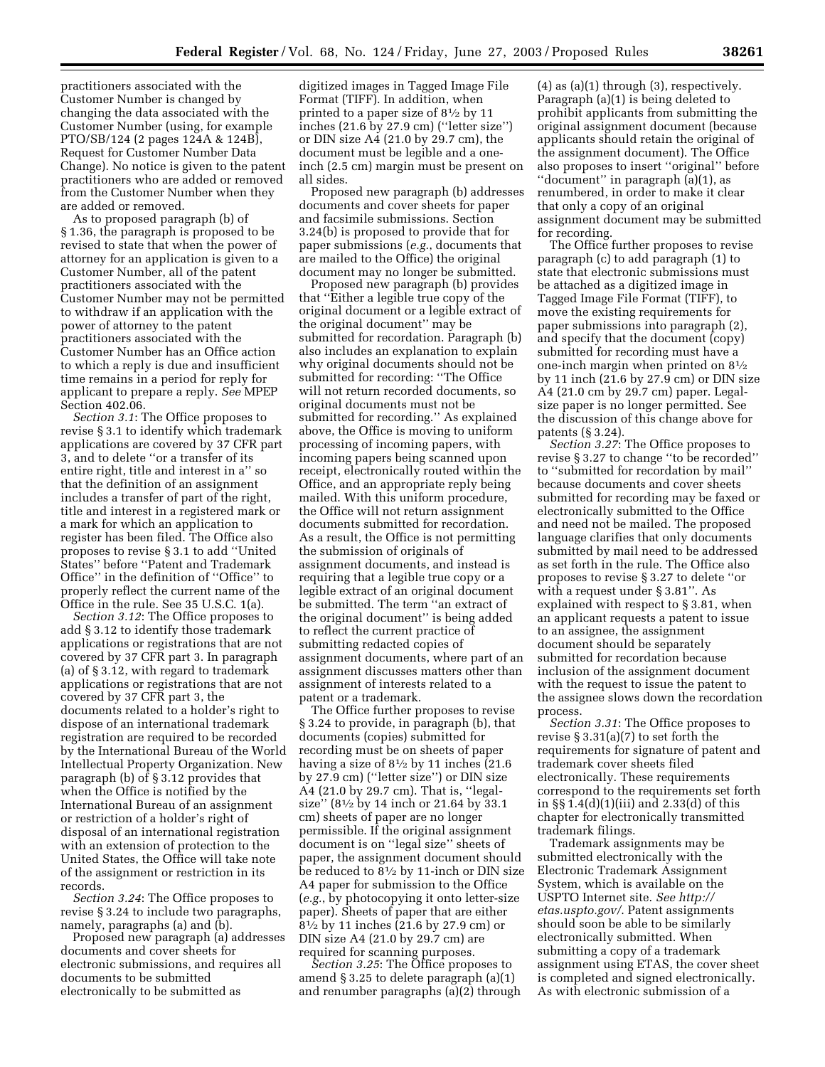practitioners associated with the Customer Number is changed by changing the data associated with the Customer Number (using, for example PTO/SB/124 (2 pages 124A & 124B), Request for Customer Number Data Change). No notice is given to the patent practitioners who are added or removed from the Customer Number when they are added or removed.

As to proposed paragraph (b) of § 1.36, the paragraph is proposed to be revised to state that when the power of attorney for an application is given to a Customer Number, all of the patent practitioners associated with the Customer Number may not be permitted to withdraw if an application with the power of attorney to the patent practitioners associated with the Customer Number has an Office action to which a reply is due and insufficient time remains in a period for reply for applicant to prepare a reply. *See* MPEP Section 402.06.

*Section 3.1*: The Office proposes to revise § 3.1 to identify which trademark applications are covered by 37 CFR part 3, and to delete "or a transfer of its entire right, title and interest in a" so that the definition of an assignment includes a transfer of part of the right, title and interest in a registered mark or a mark for which an application to register has been filed. The Office also proposes to revise § 3.1 to add "United States" before "Patent and Trademark Office" in the definition of "Office" to properly reflect the current name of the Office in the rule. See 35 U.S.C. 1(a).

*Section 3.12*: The Office proposes to add § 3.12 to identify those trademark applications or registrations that are not covered by 37 CFR part 3. In paragraph (a) of § 3.12, with regard to trademark applications or registrations that are not covered by 37 CFR part 3, the documents related to a holder's right to dispose of an international trademark registration are required to be recorded by the International Bureau of the World Intellectual Property Organization. New paragraph (b) of § 3.12 provides that when the Office is notified by the International Bureau of an assignment or restriction of a holder's right of disposal of an international registration with an extension of protection to the United States, the Office will take note of the assignment or restriction in its records.

*Section 3.24*: The Office proposes to revise § 3.24 to include two paragraphs, namely, paragraphs (a) and (b).

Proposed new paragraph (a) addresses documents and cover sheets for electronic submissions, and requires all documents to be submitted electronically to be submitted as digitized images in Tagged Image File Format (TIFF). In addition, when printed to a paper size of 8½ by 11 inches (21.6 by 27.9 cm) ("letter size") or DIN size A4 (21.0 by 29.7 cm), the document must be legible and a one-inch (2.5 cm) margin must be present on all sides.

Proposed new paragraph (b) addresses documents and cover sheets for paper and facsimile submissions. Section 3.24(b) is proposed to provide that for paper submissions (*e.g.*, documents that are mailed to the Office) the original document may no longer be submitted.

Proposed new paragraph (b) provides that "Either a legible true copy of the original document or a legible extract of the original document" may be submitted for recordation. Paragraph (b) also includes an explanation to explain why original documents should not be submitted for recording: "The Office will not return recorded documents, so original documents must not be submitted for recording." As explained above, the Office is moving to uniform processing of incoming papers, with incoming papers being scanned upon receipt, electronically routed within the Office, and an appropriate reply being mailed. With this uniform procedure, the Office will not return assignment documents submitted for recordation. As a result, the Office is not permitting the submission of originals of assignment documents, and instead is requiring that a legible true copy or a legible extract of an original document be submitted. The term "an extract of the original document" is being added to reflect the current practice of submitting redacted copies of assignment documents, where part of an assignment discusses matters other than assignment of interests related to a patent or a trademark.

The Office further proposes to revise § 3.24 to provide, in paragraph (b), that documents (copies) submitted for recording must be on sheets of paper having a size of 8½ by 11 inches (21.6 by 27.9 cm) ("letter size") or DIN size A4 (21.0 by 29.7 cm). That is, "legal-size" (8½ by 14 inch or 21.64 by 33.1 cm) sheets of paper are no longer permissible. If the original assignment document is on "legal size" sheets of paper, the assignment document should be reduced to 8½ by 11-inch or DIN size A4 paper for submission to the Office (*e.g.*, by photocopying it onto letter-size paper). Sheets of paper that are either 8½ by 11 inches (21.6 by 27.9 cm) or DIN size A4 (21.0 by 29.7 cm) are required for scanning purposes.

*Section 3.25*: The Office proposes to amend § 3.25 to delete paragraph (a)(1) and renumber paragraphs (a)(2) through (4) as (a)(1) through (3), respectively. Paragraph (a)(1) is being deleted to prohibit applicants from submitting the original assignment document (because applicants should retain the original of the assignment document). The Office also proposes to insert "original" before "document" in paragraph (a)(1), as renumbered, in order to make it clear that only a copy of an original assignment document may be submitted for recording.

The Office further proposes to revise paragraph (c) to add paragraph (1) to state that electronic submissions must be attached as a digitized image in Tagged Image File Format (TIFF), to move the existing requirements for paper submissions into paragraph (2), and specify that the document (copy) submitted for recording must have a one-inch margin when printed on 8½ by 11 inch (21.6 by 27.9 cm) or DIN size A4 (21.0 cm by 29.7 cm) paper. Legal-size paper is no longer permitted. See the discussion of this change above for patents (§ 3.24).

*Section 3.27*: The Office proposes to revise § 3.27 to change "to be recorded" to "submitted for recordation by mail" because documents and cover sheets submitted for recording may be faxed or electronically submitted to the Office and need not be mailed. The proposed language clarifies that only documents submitted by mail need to be addressed as set forth in the rule. The Office also proposes to revise § 3.27 to delete "or with a request under § 3.81". As explained with respect to § 3.81, when an applicant requests a patent to issue to an assignee, the assignment document should be separately submitted for recordation because inclusion of the assignment document with the request to issue the patent to the assignee slows down the recordation process.

*Section 3.31*: The Office proposes to revise § 3.31(a)(7) to set forth the requirements for signature of patent and trademark cover sheets filed electronically. These requirements correspond to the requirements set forth in §§ 1.4(d)(1)(iii) and 2.33(d) of this chapter for electronically transmitted trademark filings.

Trademark assignments may be submitted electronically with the Electronic Trademark Assignment System, which is available on the USPTO Internet site. *See http://etas.uspto.gov/*. Patent assignments should soon be able to be similarly electronically submitted. When submitting a copy of a trademark assignment using ETAS, the cover sheet is completed and signed electronically. As with electronic submission of a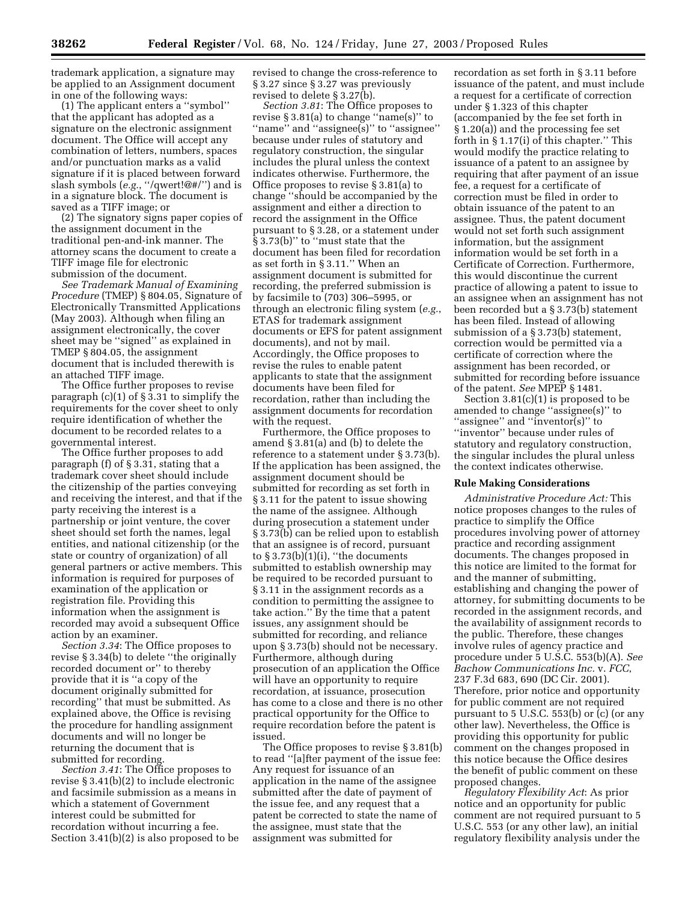trademark application, a signature may be applied to an Assignment document in one of the following ways:

(1) The applicant enters a "symbol" that the applicant has adopted as a signature on the electronic assignment document. The Office will accept any combination of letters, numbers, spaces and/or punctuation marks as a valid signature if it is placed between forward slash symbols (*e.g.*, "/qwert!@#/") and is in a signature block. The document is saved as a TIFF image; or

(2) The signatory signs paper copies of the assignment document in the traditional pen-and-ink manner. The attorney scans the document to create a TIFF image file for electronic submission of the document.

*See Trademark Manual of Examining Procedure* (TMEP) § 804.05, Signature of Electronically Transmitted Applications (May 2003). Although when filing an assignment electronically, the cover sheet may be "signed" as explained in TMEP § 804.05, the assignment document that is included therewith is an attached TIFF image.

The Office further proposes to revise paragraph (c)(1) of § 3.31 to simplify the requirements for the cover sheet to only require identification of whether the document to be recorded relates to a governmental interest.

The Office further proposes to add paragraph (f) of § 3.31, stating that a trademark cover sheet should include the citizenship of the parties conveying and receiving the interest, and that if the party receiving the interest is a partnership or joint venture, the cover sheet should set forth the names, legal entities, and national citizenship (or the state or country of organization) of all general partners or active members. This information is required for purposes of examination of the application or registration file. Providing this information when the assignment is recorded may avoid a subsequent Office action by an examiner.

*Section 3.34*: The Office proposes to revise § 3.34(b) to delete "the originally recorded document or" to thereby provide that it is "a copy of the document originally submitted for recording" that must be submitted. As explained above, the Office is revising the procedure for handling assignment documents and will no longer be returning the document that is submitted for recording.

*Section 3.41*: The Office proposes to revise § 3.41(b)(2) to include electronic and facsimile submission as a means in which a statement of Government interest could be submitted for recordation without incurring a fee. Section 3.41(b)(2) is also proposed to be revised to change the cross-reference to § 3.27 since § 3.27 was previously revised to delete § 3.27(b).

*Section 3.81*: The Office proposes to revise § 3.81(a) to change "name(s)" to "name" and "assignee(s)" to "assignee" because under rules of statutory and regulatory construction, the singular includes the plural unless the context indicates otherwise. Furthermore, the Office proposes to revise § 3.81(a) to change "should be accompanied by the assignment and either a direction to record the assignment in the Office pursuant to § 3.28, or a statement under § 3.73(b)" to "must state that the document has been filed for recordation as set forth in § 3.11." When an assignment document is submitted for recording, the preferred submission is by facsimile to (703) 306–5995, or through an electronic filing system (*e.g.*, ETAS for trademark assignment documents or EFS for patent assignment documents), and not by mail. Accordingly, the Office proposes to revise the rules to enable patent applicants to state that the assignment documents have been filed for recordation, rather than including the assignment documents for recordation with the request.

Furthermore, the Office proposes to amend § 3.81(a) and (b) to delete the reference to a statement under § 3.73(b). If the application has been assigned, the assignment document should be submitted for recording as set forth in § 3.11 for the patent to issue showing the name of the assignee. Although during prosecution a statement under § 3.73(b) can be relied upon to establish that an assignee is of record, pursuant to § 3.73(b)(1)(i), "the documents submitted to establish ownership may be required to be recorded pursuant to § 3.11 in the assignment records as a condition to permitting the assignee to take action." By the time that a patent issues, any assignment should be submitted for recording, and reliance upon § 3.73(b) should not be necessary. Furthermore, although during prosecution of an application the Office will have an opportunity to require recordation, at issuance, prosecution has come to a close and there is no other practical opportunity for the Office to require recordation before the patent is issued.

The Office proposes to revise § 3.81(b) to read "[a]fter payment of the issue fee: Any request for issuance of an application in the name of the assignee submitted after the date of payment of the issue fee, and any request that a patent be corrected to state the name of the assignee, must state that the assignment was submitted for recordation as set forth in § 3.11 before issuance of the patent, and must include a request for a certificate of correction under § 1.323 of this chapter (accompanied by the fee set forth in § 1.20(a)) and the processing fee set forth in § 1.17(i) of this chapter." This would modify the practice relating to issuance of a patent to an assignee by requiring that after payment of an issue fee, a request for a certificate of correction must be filed in order to obtain issuance of the patent to an assignee. Thus, the patent document would not set forth such assignment information, but the assignment information would be set forth in a Certificate of Correction. Furthermore, this would discontinue the current practice of allowing a patent to issue to an assignee when an assignment has not been recorded but a § 3.73(b) statement has been filed. Instead of allowing submission of a § 3.73(b) statement, correction would be permitted via a certificate of correction where the assignment has been recorded, or submitted for recording before issuance of the patent. *See* MPEP § 1481.

Section 3.81(c)(1) is proposed to be amended to change "assignee(s)" to "assignee" and "inventor(s)" to "inventor" because under rules of statutory and regulatory construction, the singular includes the plural unless the context indicates otherwise.

**Rule Making Considerations**

*Administrative Procedure Act:* This notice proposes changes to the rules of practice to simplify the Office procedures involving power of attorney practice and recording assignment documents. The changes proposed in this notice are limited to the format for and the manner of submitting, establishing and changing the power of attorney, for submitting documents to be recorded in the assignment records, and the availability of assignment records to the public. Therefore, these changes involve rules of agency practice and procedure under 5 U.S.C. 553(b)(A). *See Bachow Communications Inc.* v. *FCC*, 237 F.3d 683, 690 (DC Cir. 2001). Therefore, prior notice and opportunity for public comment are not required pursuant to 5 U.S.C. 553(b) or (c) (or any other law). Nevertheless, the Office is providing this opportunity for public comment on the changes proposed in this notice because the Office desires the benefit of public comment on these proposed changes.

*Regulatory Flexibility Act*: As prior notice and an opportunity for public comment are not required pursuant to 5 U.S.C. 553 (or any other law), an initial regulatory flexibility analysis under the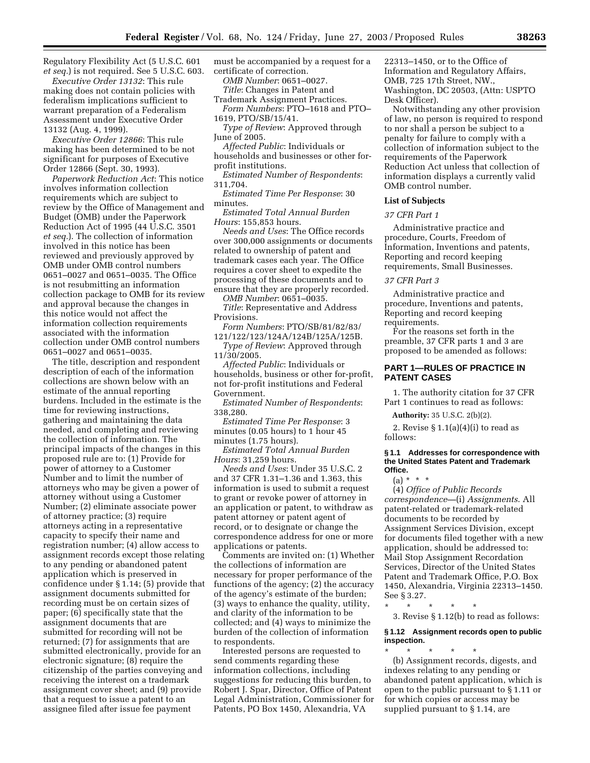Regulatory Flexibility Act (5 U.S.C. 601 *et seq.*) is not required. See 5 U.S.C. 603.

*Executive Order 13132*: This rule making does not contain policies with federalism implications sufficient to warrant preparation of a Federalism Assessment under Executive Order 13132 (Aug. 4, 1999).

*Executive Order 12866*: This rule making has been determined to be not significant for purposes of Executive Order 12866 (Sept. 30, 1993).

*Paperwork Reduction Act*: This notice involves information collection requirements which are subject to review by the Office of Management and Budget (OMB) under the Paperwork Reduction Act of 1995 (44 U.S.C. 3501 *et seq.*). The collection of information involved in this notice has been reviewed and previously approved by OMB under OMB control numbers 0651–0027 and 0651–0035. The Office is not resubmitting an information collection package to OMB for its review and approval because the changes in this notice would not affect the information collection requirements associated with the information collection under OMB control numbers 0651–0027 and 0651–0035.

The title, description and respondent description of each of the information collections are shown below with an estimate of the annual reporting burdens. Included in the estimate is the time for reviewing instructions, gathering and maintaining the data needed, and completing and reviewing the collection of information. The principal impacts of the changes in this proposed rule are to: (1) Provide for power of attorney to a Customer Number and to limit the number of attorneys who may be given a power of attorney without using a Customer Number; (2) eliminate associate power of attorney practice; (3) require attorneys acting in a representative capacity to specify their name and registration number; (4) allow access to assignment records except those relating to any pending or abandoned patent application which is preserved in confidence under § 1.14; (5) provide that assignment documents submitted for recording must be on certain sizes of paper; (6) specifically state that the assignment documents that are submitted for recording will not be returned; (7) for assignments that are submitted electronically, provide for an electronic signature; (8) require the citizenship of the parties conveying and receiving the interest on a trademark assignment cover sheet; and (9) provide that a request to issue a patent to an assignee filed after issue fee payment must be accompanied by a request for a certificate of correction.

*OMB Number*: 0651–0027.

*Title*: Changes in Patent and Trademark Assignment Practices.

*Form Numbers*: PTO–1618 and PTO–1619, PTO/SB/15/41.

*Type of Review*: Approved through June of 2005.

*Affected Public*: Individuals or households and businesses or other for-profit institutions.

*Estimated Number of Respondents*: 311,704.

*Estimated Time Per Response*: 30 minutes.

*Estimated Total Annual Burden Hours*: 155,853 hours.

*Needs and Uses*: The Office records over 300,000 assignments or documents related to ownership of patent and trademark cases each year. The Office requires a cover sheet to expedite the processing of these documents and to ensure that they are properly recorded.

*OMB Number*: 0651–0035.

*Title*: Representative and Address Provisions.

*Form Numbers*: PTO/SB/81/82/83/121/122/123/124A/124B/125A/125B.

*Type of Review*: Approved through 11/30/2005.

*Affected Public*: Individuals or households, business or other for-profit, not for-profit institutions and Federal Government.

*Estimated Number of Respondents*: 338,280.

*Estimated Time Per Response*: 3 minutes (0.05 hours) to 1 hour 45 minutes (1.75 hours).

*Estimated Total Annual Burden Hours*: 31,259 hours.

*Needs and Uses*: Under 35 U.S.C. 2 and 37 CFR 1.31–1.36 and 1.363, this information is used to submit a request to grant or revoke power of attorney in an application or patent, to withdraw as patent attorney or patent agent of record, or to designate or change the correspondence address for one or more applications or patents.

Comments are invited on: (1) Whether the collections of information are necessary for proper performance of the functions of the agency; (2) the accuracy of the agency's estimate of the burden; (3) ways to enhance the quality, utility, and clarity of the information to be collected; and (4) ways to minimize the burden of the collection of information to respondents.

Interested persons are requested to send comments regarding these information collections, including suggestions for reducing this burden, to Robert J. Spar, Director, Office of Patent Legal Administration, Commissioner for Patents, PO Box 1450, Alexandria, VA 22313–1450, or to the Office of Information and Regulatory Affairs, OMB, 725 17th Street, NW., Washington, DC 20503, (Attn: USPTO Desk Officer).

Notwithstanding any other provision of law, no person is required to respond to nor shall a person be subject to a penalty for failure to comply with a collection of information subject to the requirements of the Paperwork Reduction Act unless that collection of information displays a currently valid OMB control number.

**List of Subjects**

*37 CFR Part 1*

Administrative practice and procedure, Courts, Freedom of Information, Inventions and patents, Reporting and record keeping requirements, Small Businesses.

*37 CFR Part 3*

Administrative practice and procedure, Inventions and patents, Reporting and record keeping requirements.

For the reasons set forth in the preamble, 37 CFR parts 1 and 3 are proposed to be amended as follows:

## PART 1—RULES OF PRACTICE IN PATENT CASES

1. The authority citation for 37 CFR Part 1 continues to read as follows:

**Authority:** 35 U.S.C. 2(b)(2).

2. Revise § 1.1(a)(4)(i) to read as follows:

#### § 1.1 Addresses for correspondence with the United States Patent and Trademark Office.

(a) * * *

(4) *Office of Public Records correspondence*—(i) *Assignments.* All patent-related or trademark-related documents to be recorded by Assignment Services Division, except for documents filed together with a new application, should be addressed to: Mail Stop Assignment Recordation Services, Director of the United States Patent and Trademark Office, P.O. Box 1450, Alexandria, Virginia 22313–1450. See § 3.27.

\* \* \* \* \*

3. Revise § 1.12(b) to read as follows:

#### § 1.12 Assignment records open to public inspection.

\* \* \* \* \*

(b) Assignment records, digests, and indexes relating to any pending or abandoned patent application, which is open to the public pursuant to § 1.11 or for which copies or access may be supplied pursuant to § 1.14, are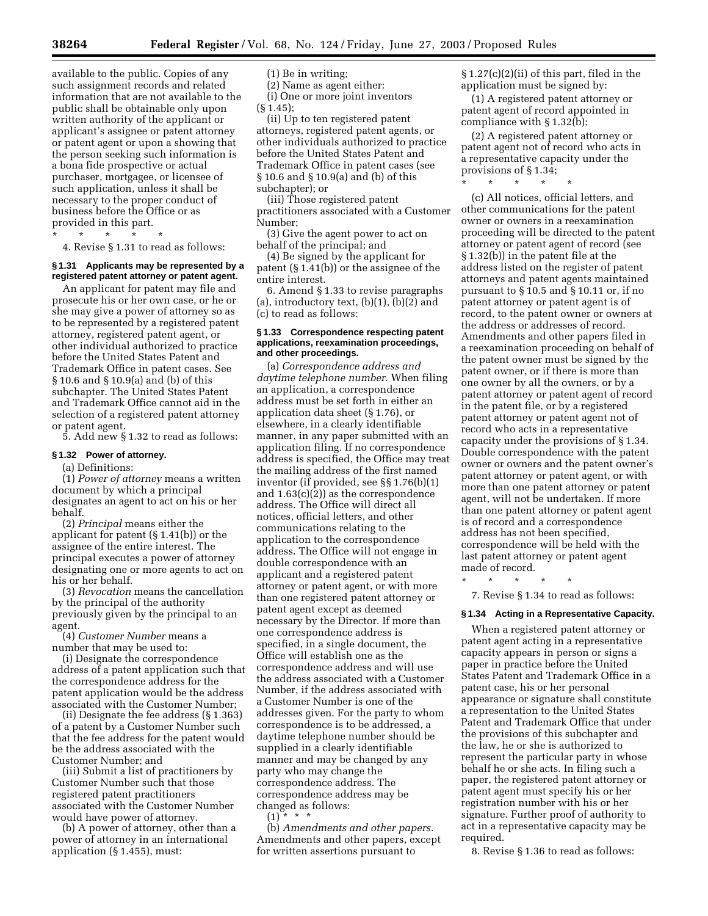available to the public. Copies of any such assignment records and related information that are not available to the public shall be obtainable only upon written authority of the applicant or applicant's assignee or patent attorney or patent agent or upon a showing that the person seeking such information is a bona fide prospective or actual purchaser, mortgagee, or licensee of such application, unless it shall be necessary to the proper conduct of business before the Office or as provided in this part.

\* \* \* \* \*

4. Revise § 1.31 to read as follows:

#### § 1.31 Applicants may be represented by a registered patent attorney or patent agent.

An applicant for patent may file and prosecute his or her own case, or he or she may give a power of attorney so as to be represented by a registered patent attorney, registered patent agent, or other individual authorized to practice before the United States Patent and Trademark Office in patent cases. See § 10.6 and § 10.9(a) and (b) of this subchapter. The United States Patent and Trademark Office cannot aid in the selection of a registered patent attorney or patent agent.

5. Add new § 1.32 to read as follows:

#### § 1.32 Power of attorney.

(a) Definitions:

(1) *Power of attorney* means a written document by which a principal designates an agent to act on his or her behalf.

(2) *Principal* means either the applicant for patent (§ 1.41(b)) or the assignee of the entire interest. The principal executes a power of attorney designating one or more agents to act on his or her behalf.

(3) *Revocation* means the cancellation by the principal of the authority previously given by the principal to an agent.

(4) *Customer Number* means a number that may be used to:

(i) Designate the correspondence address of a patent application such that the correspondence address for the patent application would be the address associated with the Customer Number;

(ii) Designate the fee address (§ 1.363) of a patent by a Customer Number such that the fee address for the patent would be the address associated with the Customer Number; and

(iii) Submit a list of practitioners by Customer Number such that those registered patent practitioners associated with the Customer Number would have power of attorney.

(b) A power of attorney, other than a power of attorney in an international application (§ 1.455), must:

(1) Be in writing;

(2) Name as agent either:

(i) One or more joint inventors (§ 1.45);

(ii) Up to ten registered patent attorneys, registered patent agents, or other individuals authorized to practice before the United States Patent and Trademark Office in patent cases (see § 10.6 and § 10.9(a) and (b) of this subchapter); or

(iii) Those registered patent practitioners associated with a Customer Number;

(3) Give the agent power to act on behalf of the principal; and

(4) Be signed by the applicant for patent (§ 1.41(b)) or the assignee of the entire interest.

6. Amend § 1.33 to revise paragraphs (a), introductory text, (b)(1), (b)(2) and (c) to read as follows:

#### § 1.33 Correspondence respecting patent applications, reexamination proceedings, and other proceedings.

(a) *Correspondence address and daytime telephone number.* When filing an application, a correspondence address must be set forth in either an application data sheet (§ 1.76), or elsewhere, in a clearly identifiable manner, in any paper submitted with an application filing. If no correspondence address is specified, the Office may treat the mailing address of the first named inventor (if provided, see §§ 1.76(b)(1) and 1.63(c)(2)) as the correspondence address. The Office will direct all notices, official letters, and other communications relating to the application to the correspondence address. The Office will not engage in double correspondence with an applicant and a registered patent attorney or patent agent, or with more than one registered patent attorney or patent agent except as deemed necessary by the Director. If more than one correspondence address is specified, in a single document, the Office will establish one as the correspondence address and will use the address associated with a Customer Number, if the address associated with a Customer Number is one of the addresses given. For the party to whom correspondence is to be addressed, a daytime telephone number should be supplied in a clearly identifiable manner and may be changed by any party who may change the correspondence address. The correspondence address may be changed as follows:

(1) \* \* \*

(b) *Amendments and other papers.* Amendments and other papers, except for written assertions pursuant to § 1.27(c)(2)(ii) of this part, filed in the application must be signed by:

(1) A registered patent attorney or patent agent of record appointed in compliance with § 1.32(b);

(2) A registered patent attorney or patent agent not of record who acts in a representative capacity under the provisions of § 1.34;

\* \* \* \* \*

(c) All notices, official letters, and other communications for the patent owner or owners in a reexamination proceeding will be directed to the patent attorney or patent agent of record (see § 1.32(b)) in the patent file at the address listed on the register of patent attorneys and patent agents maintained pursuant to § 10.5 and § 10.11 or, if no patent attorney or patent agent is of record, to the patent owner or owners at the address or addresses of record. Amendments and other papers filed in a reexamination proceeding on behalf of the patent owner must be signed by the patent owner, or if there is more than one owner by all the owners, or by a patent attorney or patent agent of record in the patent file, or by a registered patent attorney or patent agent not of record who acts in a representative capacity under the provisions of § 1.34. Double correspondence with the patent owner or owners and the patent owner's patent attorney or patent agent, or with more than one patent attorney or patent agent, will not be undertaken. If more than one patent attorney or patent agent is of record and a correspondence address has not been specified, correspondence will be held with the last patent attorney or patent agent made of record.

\* \* \* \* \*

7. Revise § 1.34 to read as follows:

#### § 1.34 Acting in a Representative Capacity.

When a registered patent attorney or patent agent acting in a representative capacity appears in person or signs a paper in practice before the United States Patent and Trademark Office in a patent case, his or her personal appearance or signature shall constitute a representation to the United States Patent and Trademark Office that under the provisions of this subchapter and the law, he or she is authorized to represent the particular party in whose behalf he or she acts. In filing such a paper, the registered patent attorney or patent agent must specify his or her registration number with his or her signature. Further proof of authority to act in a representative capacity may be required.

8. Revise § 1.36 to read as follows: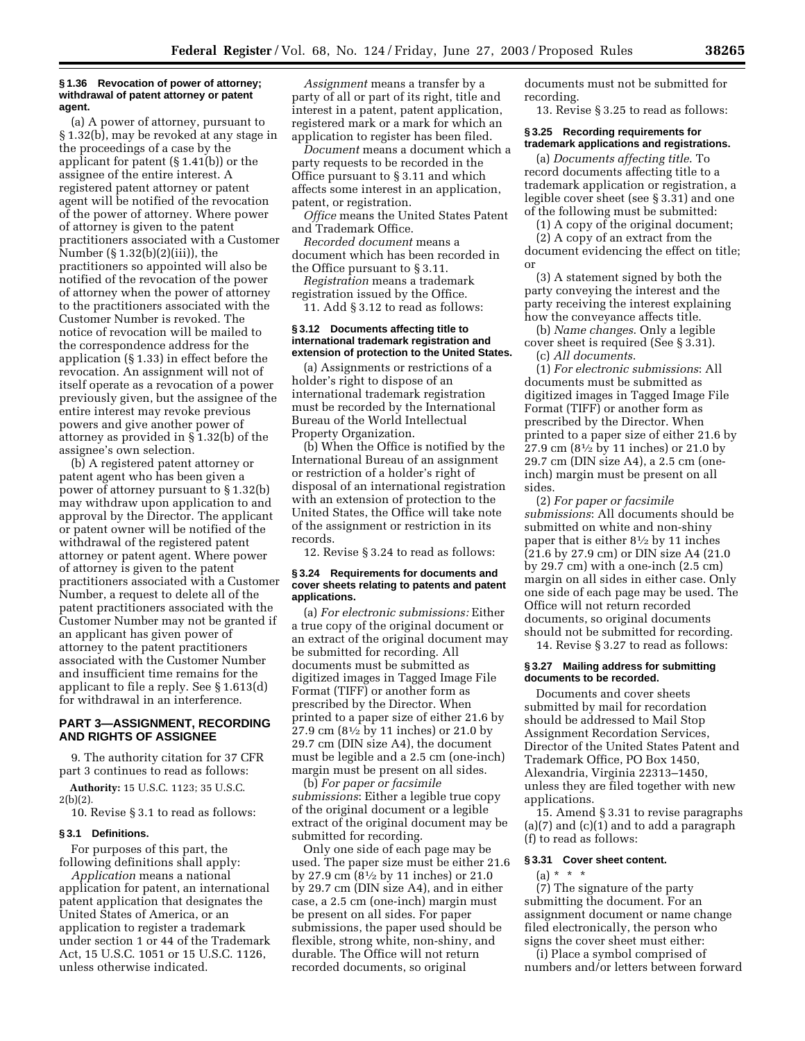#### § 1.36 Revocation of power of attorney; withdrawal of patent attorney or patent agent.

(a) A power of attorney, pursuant to § 1.32(b), may be revoked at any stage in the proceedings of a case by the applicant for patent (§ 1.41(b)) or the assignee of the entire interest. A registered patent attorney or patent agent will be notified of the revocation of the power of attorney. Where power of attorney is given to the patent practitioners associated with a Customer Number (§ 1.32(b)(2)(iii)), the practitioners so appointed will also be notified of the revocation of the power of attorney when the power of attorney to the practitioners associated with the Customer Number is revoked. The notice of revocation will be mailed to the correspondence address for the application (§ 1.33) in effect before the revocation. An assignment will not of itself operate as a revocation of a power previously given, but the assignee of the entire interest may revoke previous powers and give another power of attorney as provided in § 1.32(b) of the assignee's own selection.

(b) A registered patent attorney or patent agent who has been given a power of attorney pursuant to § 1.32(b) may withdraw upon application to and approval by the Director. The applicant or patent owner will be notified of the withdrawal of the registered patent attorney or patent agent. Where power of attorney is given to the patent practitioners associated with a Customer Number, a request to delete all of the patent practitioners associated with the Customer Number may not be granted if an applicant has given power of attorney to the patent practitioners associated with the Customer Number and insufficient time remains for the applicant to file a reply. See § 1.613(d) for withdrawal in an interference.

### PART 3—ASSIGNMENT, RECORDING AND RIGHTS OF ASSIGNEE

9. The authority citation for 37 CFR part 3 continues to read as follows:

**Authority:** 15 U.S.C. 1123; 35 U.S.C. 2(b)(2).

10. Revise § 3.1 to read as follows:

#### § 3.1 Definitions.

For purposes of this part, the following definitions shall apply:

*Application* means a national application for patent, an international patent application that designates the United States of America, or an application to register a trademark under section 1 or 44 of the Trademark Act, 15 U.S.C. 1051 or 15 U.S.C. 1126, unless otherwise indicated.

*Assignment* means a transfer by a party of all or part of its right, title and interest in a patent, patent application, registered mark or a mark for which an application to register has been filed.

*Document* means a document which a party requests to be recorded in the Office pursuant to § 3.11 and which affects some interest in an application, patent, or registration.

*Office* means the United States Patent and Trademark Office.

*Recorded document* means a document which has been recorded in the Office pursuant to § 3.11.

*Registration* means a trademark registration issued by the Office.

11. Add § 3.12 to read as follows:

#### § 3.12 Documents affecting title to international trademark registration and extension of protection to the United States.

(a) Assignments or restrictions of a holder's right to dispose of an international trademark registration must be recorded by the International Bureau of the World Intellectual Property Organization.

(b) When the Office is notified by the International Bureau of an assignment or restriction of a holder's right of disposal of an international registration with an extension of protection to the United States, the Office will take note of the assignment or restriction in its records.

12. Revise § 3.24 to read as follows:

#### § 3.24 Requirements for documents and cover sheets relating to patents and patent applications.

(a) *For electronic submissions:* Either a true copy of the original document or an extract of the original document may be submitted for recording. All documents must be submitted as digitized images in Tagged Image File Format (TIFF) or another form as prescribed by the Director. When printed to a paper size of either 21.6 by 27.9 cm (8½ by 11 inches) or 21.0 by 29.7 cm (DIN size A4), the document must be legible and a 2.5 cm (one-inch) margin must be present on all sides.

(b) *For paper or facsimile submissions*: Either a legible true copy of the original document or a legible extract of the original document may be submitted for recording.

Only one side of each page may be used. The paper size must be either 21.6 by 27.9 cm (8½ by 11 inches) or 21.0 by 29.7 cm (DIN size A4), and in either case, a 2.5 cm (one-inch) margin must be present on all sides. For paper submissions, the paper used should be flexible, strong white, non-shiny, and durable. The Office will not return recorded documents, so original documents must not be submitted for recording.

13. Revise § 3.25 to read as follows:

#### § 3.25 Recording requirements for trademark applications and registrations.

(a) *Documents affecting title*. To record documents affecting title to a trademark application or registration, a legible cover sheet (see § 3.31) and one of the following must be submitted:

(1) A copy of the original document;

(2) A copy of an extract from the document evidencing the effect on title; or

(3) A statement signed by both the party conveying the interest and the party receiving the interest explaining how the conveyance affects title.

(b) *Name changes*. Only a legible cover sheet is required (See § 3.31).

(c) *All documents*.

(1) *For electronic submissions*: All documents must be submitted as digitized images in Tagged Image File Format (TIFF) or another form as prescribed by the Director. When printed to a paper size of either 21.6 by 27.9 cm (8½ by 11 inches) or 21.0 by 29.7 cm (DIN size A4), a 2.5 cm (one-inch) margin must be present on all sides.

(2) *For paper or facsimile submissions*: All documents should be submitted on white and non-shiny paper that is either 8½ by 11 inches (21.6 by 27.9 cm) or DIN size A4 (21.0 by 29.7 cm) with a one-inch (2.5 cm) margin on all sides in either case. Only one side of each page may be used. The Office will not return recorded documents, so original documents should not be submitted for recording.

14. Revise § 3.27 to read as follows:

#### § 3.27 Mailing address for submitting documents to be recorded.

Documents and cover sheets submitted by mail for recordation should be addressed to Mail Stop Assignment Recordation Services, Director of the United States Patent and Trademark Office, PO Box 1450, Alexandria, Virginia 22313–1450, unless they are filed together with new applications.

15. Amend § 3.31 to revise paragraphs (a)(7) and (c)(1) and to add a paragraph (f) to read as follows:

#### § 3.31 Cover sheet content.

(a) * * *

(7) The signature of the party submitting the document. For an assignment document or name change filed electronically, the person who signs the cover sheet must either:

(i) Place a symbol comprised of numbers and/or letters between forward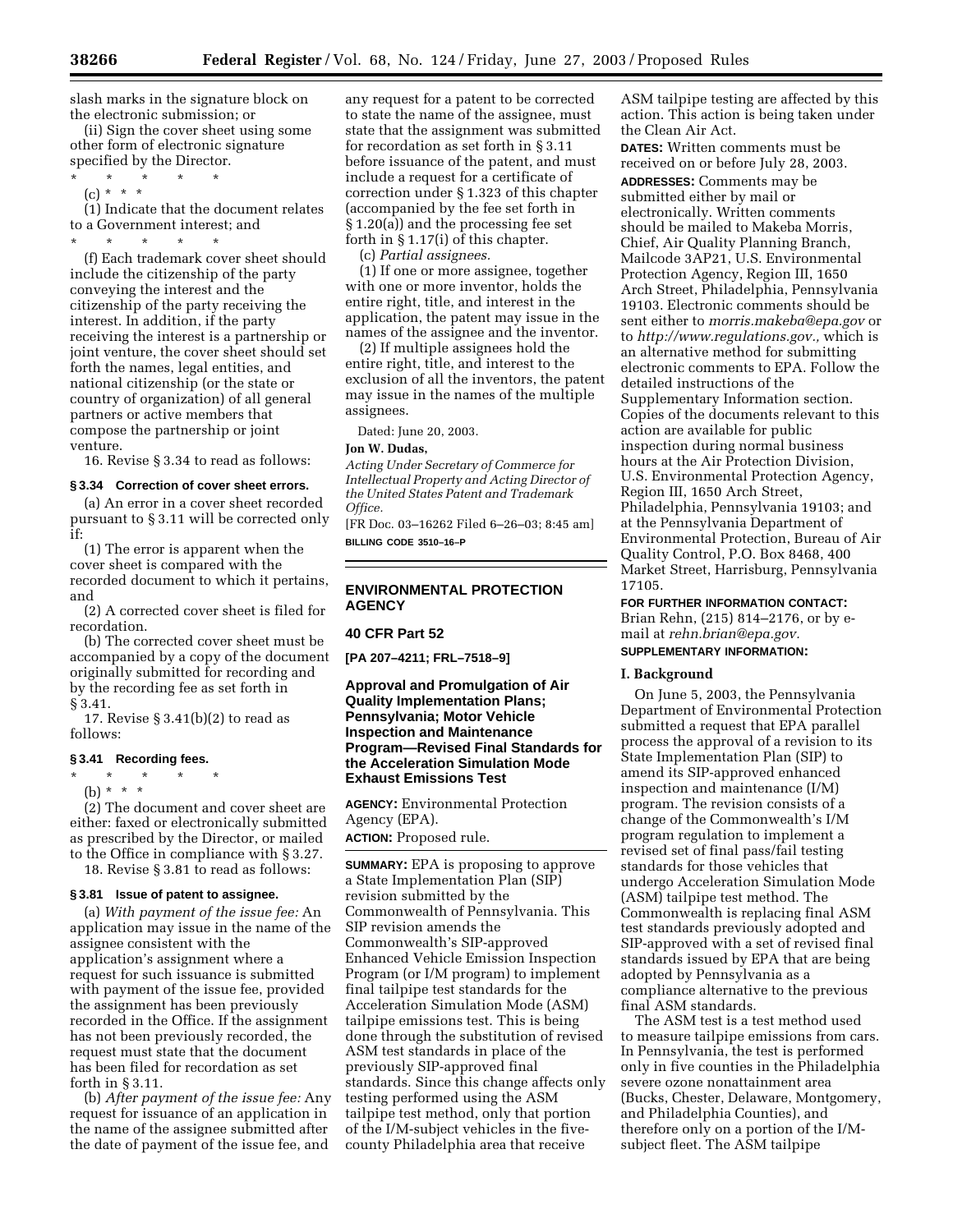slash marks in the signature block on the electronic submission; or

(ii) Sign the cover sheet using some other form of electronic signature specified by the Director.

\* \* \* \* \*

(c) \* \* \*

(1) Indicate that the document relates to a Government interest; and

\* \* \* \* \*

(f) Each trademark cover sheet should include the citizenship of the party conveying the interest and the citizenship of the party receiving the interest. In addition, if the party receiving the interest is a partnership or joint venture, the cover sheet should set forth the names, legal entities, and national citizenship (or the state or country of organization) of all general partners or active members that compose the partnership or joint venture.

16. Revise § 3.34 to read as follows:

### § 3.34 Correction of cover sheet errors.

(a) An error in a cover sheet recorded pursuant to § 3.11 will be corrected only if:

(1) The error is apparent when the cover sheet is compared with the recorded document to which it pertains, and

(2) A corrected cover sheet is filed for recordation.

(b) The corrected cover sheet must be accompanied by a copy of the document originally submitted for recording and by the recording fee as set forth in § 3.41.

17. Revise § 3.41(b)(2) to read as follows:

### § 3.41 Recording fees.

\* \* \* \* \*

(b) \* \* \*

(2) The document and cover sheet are either: faxed or electronically submitted as prescribed by the Director, or mailed to the Office in compliance with § 3.27.

18. Revise § 3.81 to read as follows:

### § 3.81 Issue of patent to assignee.

(a) *With payment of the issue fee:* An application may issue in the name of the assignee consistent with the application's assignment where a request for such issuance is submitted with payment of the issue fee, provided the assignment has been previously recorded in the Office. If the assignment has not been previously recorded, the request must state that the document has been filed for recordation as set forth in § 3.11.

(b) *After payment of the issue fee:* Any request for issuance of an application in the name of the assignee submitted after the date of payment of the issue fee, and any request for a patent to be corrected to state the name of the assignee, must state that the assignment was submitted for recordation as set forth in § 3.11 before issuance of the patent, and must include a request for a certificate of correction under § 1.323 of this chapter (accompanied by the fee set forth in § 1.20(a)) and the processing fee set forth in § 1.17(i) of this chapter.

(c) *Partial assignees.*

(1) If one or more assignee, together with one or more inventor, holds the entire right, title, and interest in the application, the patent may issue in the names of the assignee and the inventor.

(2) If multiple assignees hold the entire right, title, and interest to the exclusion of all the inventors, the patent may issue in the names of the multiple assignees.

Dated: June 20, 2003.

**Jon W. Dudas,**

*Acting Under Secretary of Commerce for Intellectual Property and Acting Director of the United States Patent and Trademark Office.*

[FR Doc. 03–16262 Filed 6–26–03; 8:45 am]

**BILLING CODE 3510–16–P**

---

## ENVIRONMENTAL PROTECTION AGENCY

### 40 CFR Part 52

**[PA 207–4211; FRL–7518–9]**

### Approval and Promulgation of Air Quality Implementation Plans; Pennsylvania; Motor Vehicle Inspection and Maintenance Program—Revised Final Standards for the Acceleration Simulation Mode Exhaust Emissions Test

**AGENCY:** Environmental Protection Agency (EPA).

**ACTION:** Proposed rule.

**SUMMARY:** EPA is proposing to approve a State Implementation Plan (SIP) revision submitted by the Commonwealth of Pennsylvania. This SIP revision amends the Commonwealth's SIP-approved Enhanced Vehicle Emission Inspection Program (or I/M program) to implement final tailpipe test standards for the Acceleration Simulation Mode (ASM) tailpipe emissions test. This is being done through the substitution of revised ASM test standards in place of the previously SIP-approved final standards. Since this change affects only testing performed using the ASM tailpipe test method, only that portion of the I/M-subject vehicles in the five-county Philadelphia area that receive ASM tailpipe testing are affected by this action. This action is being taken under the Clean Air Act.

**DATES:** Written comments must be received on or before July 28, 2003.

**ADDRESSES:** Comments may be submitted either by mail or electronically. Written comments should be mailed to Makeba Morris, Chief, Air Quality Planning Branch, Mailcode 3AP21, U.S. Environmental Protection Agency, Region III, 1650 Arch Street, Philadelphia, Pennsylvania 19103. Electronic comments should be sent either to *morris.makeba@epa.gov* or to *http://www.regulations.gov.,* which is an alternative method for submitting electronic comments to EPA. Follow the detailed instructions of the Supplementary Information section. Copies of the documents relevant to this action are available for public inspection during normal business hours at the Air Protection Division, U.S. Environmental Protection Agency, Region III, 1650 Arch Street, Philadelphia, Pennsylvania 19103; and at the Pennsylvania Department of Environmental Protection, Bureau of Air Quality Control, P.O. Box 8468, 400 Market Street, Harrisburg, Pennsylvania 17105.

**FOR FURTHER INFORMATION CONTACT:** Brian Rehn, (215) 814–2176, or by e-mail at *rehn.brian@epa.gov.*

**SUPPLEMENTARY INFORMATION:**

#### I. Background

On June 5, 2003, the Pennsylvania Department of Environmental Protection submitted a request that EPA parallel process the approval of a revision to its State Implementation Plan (SIP) to amend its SIP-approved enhanced inspection and maintenance (I/M) program. The revision consists of a change of the Commonwealth's I/M program regulation to implement a revised set of final pass/fail testing standards for those vehicles that undergo Acceleration Simulation Mode (ASM) tailpipe test method. The Commonwealth is replacing final ASM test standards previously adopted and SIP-approved with a set of revised final standards issued by EPA that are being adopted by Pennsylvania as a compliance alternative to the previous final ASM standards.

The ASM test is a test method used to measure tailpipe emissions from cars. In Pennsylvania, the test is performed only in five counties in the Philadelphia severe ozone nonattainment area (Bucks, Chester, Delaware, Montgomery, and Philadelphia Counties), and therefore only on a portion of the I/M-subject fleet. The ASM tailpipe